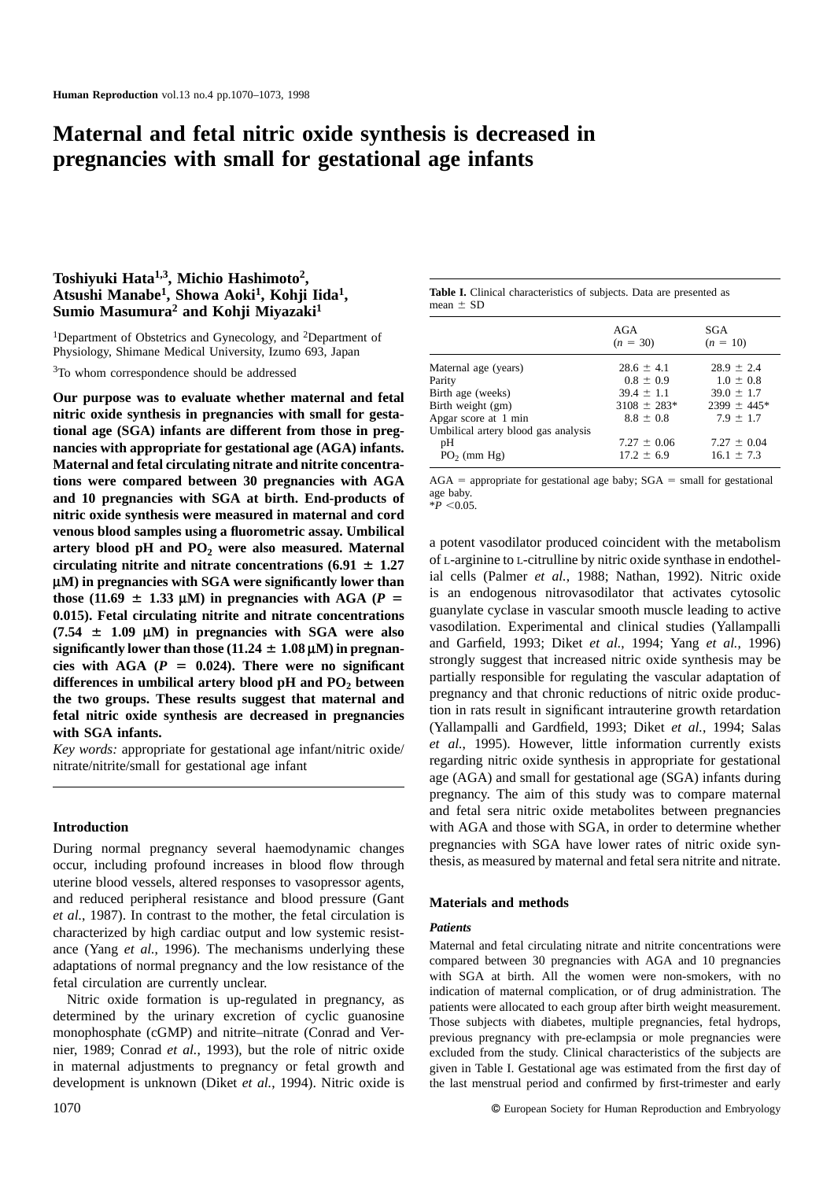# Maternal and fetal nitric oxide synthesis is decreased in pregnancies with small for gestational age infants

**Toshiyuki Hata[1,3], Michio Hashimoto[2], Atsushi Manabe[1], Showa Aoki[1], Kohji Iida[1], Sumio Masumura[2] and Kohji Miyazaki[1]**

[1]Department of Obstetrics and Gynecology, and [2]Department of Physiology, Shimane Medical University, Izumo 693, Japan

[3]To whom correspondence should be addressed

**Our purpose was to evaluate whether maternal and fetal nitric oxide synthesis in pregnancies with small for gestational age (SGA) infants are different from those in pregnancies with appropriate for gestational age (AGA) infants. Maternal and fetal circulating nitrate and nitrite concentrations were compared between 30 pregnancies with AGA and 10 pregnancies with SGA at birth. End-products of nitric oxide synthesis were measured in maternal and cord venous blood samples using a fluorometric assay. Umbilical artery blood pH and $PO_2$ were also measured. Maternal circulating nitrite and nitrate concentrations (6.91 ± 1.27 μM) in pregnancies with SGA were significantly lower than those (11.69 ± 1.33 μM) in pregnancies with AGA ($P$ = 0.015). Fetal circulating nitrite and nitrate concentrations (7.54 ± 1.09 μM) in pregnancies with SGA were also significantly lower than those (11.24 ± 1.08 μM) in pregnancies with AGA ($P$ = 0.024). There were no significant differences in umbilical artery blood pH and $PO_2$ between the two groups. These results suggest that maternal and fetal nitric oxide synthesis are decreased in pregnancies with SGA infants.**

*Key words:* appropriate for gestational age infant/nitric oxide/nitrate/nitrite/small for gestational age infant

## Introduction

During normal pregnancy several haemodynamic changes occur, including profound increases in blood flow through uterine blood vessels, altered responses to vasopressor agents, and reduced peripheral resistance and blood pressure (Gant *et al.*, 1987). In contrast to the mother, the fetal circulation is characterized by high cardiac output and low systemic resistance (Yang *et al.*, 1996). The mechanisms underlying these adaptations of normal pregnancy and the low resistance of the fetal circulation are currently unclear.

Nitric oxide formation is up-regulated in pregnancy, as determined by the urinary excretion of cyclic guanosine monophosphate (cGMP) and nitrite–nitrate (Conrad and Vernier, 1989; Conrad *et al.*, 1993), but the role of nitric oxide in maternal adjustments to pregnancy or fetal growth and development is unknown (Diket *et al.*, 1994). Nitric oxide is a potent vasodilator produced coincident with the metabolism of L-arginine to L-citrulline by nitric oxide synthase in endothelial cells (Palmer *et al.*, 1988; Nathan, 1992). Nitric oxide is an endogenous nitrovasodilator that activates cytosolic guanylate cyclase in vascular smooth muscle leading to active vasodilation. Experimental and clinical studies (Yallampalli and Garfield, 1993; Diket *et al.*, 1994; Yang *et al.*, 1996) strongly suggest that increased nitric oxide synthesis may be partially responsible for regulating the vascular adaptation of pregnancy and that chronic reductions of nitric oxide production in rats result in significant intrauterine growth retardation (Yallampalli and Gardfield, 1993; Diket *et al.*, 1994; Salas *et al.*, 1995). However, little information currently exists regarding nitric oxide synthesis in appropriate for gestational age (AGA) and small for gestational age (SGA) infants during pregnancy. The aim of this study was to compare maternal and fetal sera nitric oxide metabolites between pregnancies with AGA and those with SGA, in order to determine whether pregnancies with SGA have lower rates of nitric oxide synthesis, as measured by maternal and fetal sera nitrite and nitrate.

**Table I.** Clinical characteristics of subjects. Data are presented as mean ± SD

| | AGA ($n$ = 30) | SGA ($n$ = 10) |
|---|---|---|
| Maternal age (years) | 28.6 ± 4.1 | 28.9 ± 2.4 |
| Parity | 0.8 ± 0.9 | 1.0 ± 0.8 |
| Birth age (weeks) | 39.4 ± 1.1 | 39.0 ± 1.7 |
| Birth weight (gm) | 3108 ± 283* | 2399 ± 445* |
| Apgar score at 1 min | 8.8 ± 0.8 | 7.9 ± 1.7 |
| Umbilical artery blood gas analysis | | |
| pH | 7.27 ± 0.06 | 7.27 ± 0.04 |
| $PO_2$ (mm Hg) | 17.2 ± 6.9 | 16.1 ± 7.3 |

AGA = appropriate for gestational age baby; SGA = small for gestational age baby.
*$P$ <0.05.

## Materials and methods

### *Patients*

Maternal and fetal circulating nitrate and nitrite concentrations were compared between 30 pregnancies with AGA and 10 pregnancies with SGA at birth. All the women were non-smokers, with no indication of maternal complication, or of drug administration. The patients were allocated to each group after birth weight measurement. Those subjects with diabetes, multiple pregnancies, fetal hydrops, previous pregnancy with pre-eclampsia or mole pregnancies were excluded from the study. Clinical characteristics of the subjects are given in Table I. Gestational age was estimated from the first day of the last menstrual period and confirmed by first-trimester and early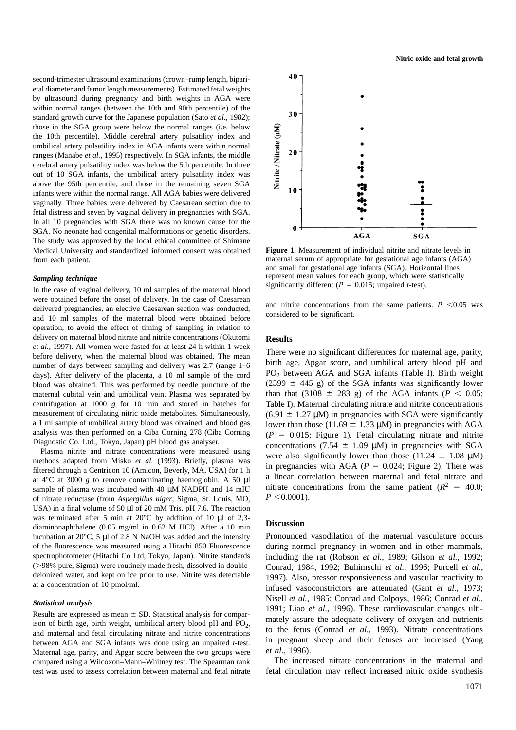second-trimester ultrasound examinations (crown–rump length, biparietal diameter and femur length measurements). Estimated fetal weights by ultrasound during pregnancy and birth weights in AGA were within normal ranges (between the 10th and 90th percentile) of the standard growth curve for the Japanese population (Sato *et al.*, 1982); those in the SGA group were below the normal ranges (i.e. below the 10th percentile). Middle cerebral artery pulsatility index and umbilical artery pulsatility index in AGA infants were within normal ranges (Manabe *et al.*, 1995) respectively. In SGA infants, the middle cerebral artery pulsatility index was below the 5th percentile. In three out of 10 SGA infants, the umbilical artery pulsatility index was above the 95th percentile, and those in the remaining seven SGA infants were within the normal range. All AGA babies were delivered vaginally. Three babies were delivered by Caesarean section due to fetal distress and seven by vaginal delivery in pregnancies with SGA. In all 10 pregnancies with SGA there was no known cause for the SGA. No neonate had congenital malformations or genetic disorders. The study was approved by the local ethical committee of Shimane Medical University and standardized informed consent was obtained from each patient.

### *Sampling technique*

In the case of vaginal delivery, 10 ml samples of the maternal blood were obtained before the onset of delivery. In the case of Caesarean delivered pregnancies, an elective Caesarean section was conducted, and 10 ml samples of the maternal blood were obtained before operation, to avoid the effect of timing of sampling in relation to delivery on maternal blood nitrate and nitrite concentrations (Okutomi *et al.*, 1997). All women were fasted for at least 24 h within 1 week before delivery, when the maternal blood was obtained. The mean number of days between sampling and delivery was 2.7 (range 1–6 days). After delivery of the placenta, a 10 ml sample of the cord blood was obtained. This was performed by needle puncture of the maternal cubital vein and umbilical vein. Plasma was separated by centrifugation at 1000 *g* for 10 min and stored in batches for measurement of circulating nitric oxide metabolites. Simultaneously, a 1 ml sample of umbilical artery blood was obtained, and blood gas analysis was then performed on a Ciba Corning 278 (Ciba Corning Diagnostic Co. Ltd., Tokyo, Japan) pH blood gas analyser.

Plasma nitrite and nitrate concentrations were measured using methods adapted from Misko *et al.* (1993). Briefly, plasma was filtered through a Centricon 10 (Amicon, Beverly, MA, USA) for 1 h at 4°C at 3000 *g* to remove contaminating haemoglobin. A 50 μl sample of plasma was incubated with 40 μM NADPH and 14 mIU of nitrate reductase (from *Aspergillus niger*; Sigma, St. Louis, MO, USA) in a final volume of 50 μl of 20 mM Tris, pH 7.6. The reaction was terminated after 5 min at 20°C by addition of 10 μl of 2,3-diaminonaphthalene (0.05 mg/ml in 0.62 M HCl). After a 10 min incubation at 20°C, 5 μl of 2.8 N NaOH was added and the intensity of the fluorescence was measured using a Hitachi 850 Fluorescence spectrophotometer (Hitachi Co Ltd, Tokyo, Japan). Nitrite standards (>98% pure, Sigma) were routinely made fresh, dissolved in double-deionized water, and kept on ice prior to use. Nitrite was detectable at a concentration of 10 pmol/ml.

### *Statistical analysis*

Results are expressed as mean ± SD. Statistical analysis for comparison of birth age, birth weight, umbilical artery blood pH and $PO_2$, and maternal and fetal circulating nitrate and nitrite concentrations between AGA and SGA infants was done using an unpaired *t*-test. Maternal age, parity, and Apgar score between the two groups were compared using a Wilcoxon–Mann–Whitney test. The Spearman rank test was used to assess correlation between maternal and fetal nitrate and nitrite concentrations from the same patients. $P < 0.05$ was considered to be significant.

**Figure 1.** Measurement of individual nitrite and nitrate levels in maternal serum of appropriate for gestational age infants (AGA) and small for gestational age infants (SGA). Horizontal lines represent mean values for each group, which were statistically significantly different ($P = 0.015$; unpaired *t*-test).

## Results

There were no significant differences for maternal age, parity, birth age, Apgar score, and umbilical artery blood pH and $PO_2$ between AGA and SGA infants (Table I). Birth weight (2399 ± 445 g) of the SGA infants was significantly lower than that (3108 ± 283 g) of the AGA infants ($P < 0.05$; Table I). Maternal circulating nitrate and nitrite concentrations (6.91 ± 1.27 μM) in pregnancies with SGA were significantly lower than those (11.69 ± 1.33 μM) in pregnancies with AGA ($P = 0.015$; Figure 1). Fetal circulating nitrate and nitrite concentrations (7.54 ± 1.09 μM) in pregnancies with SGA were also significantly lower than those (11.24 ± 1.08 μM) in pregnancies with AGA ($P = 0.024$; Figure 2). There was a linear correlation between maternal and fetal nitrate and nitrate concentrations from the same patient ($R^2 = 40.0$; $P < 0.0001$).

## Discussion

Pronounced vasodilation of the maternal vasculature occurs during normal pregnancy in women and in other mammals, including the rat (Robson *et al.*, 1989; Gilson *et al.*, 1992; Conrad, 1984, 1992; Buhimschi *et al.*, 1996; Purcell *et al.*, 1997). Also, pressor responsiveness and vascular reactivity to infused vasoconstrictors are attenuated (Gant *et al.*, 1973; Nisell *et al.*, 1985; Conrad and Colpoys, 1986; Conrad *et al.*, 1991; Liao *et al.*, 1996). These cardiovascular changes ultimately assure the adequate delivery of oxygen and nutrients to the fetus (Conrad *et al.*, 1993). Nitrate concentrations in pregnant sheep and their fetuses are increased (Yang *et al.*, 1996).

The increased nitrate concentrations in the maternal and fetal circulation may reflect increased nitric oxide synthesis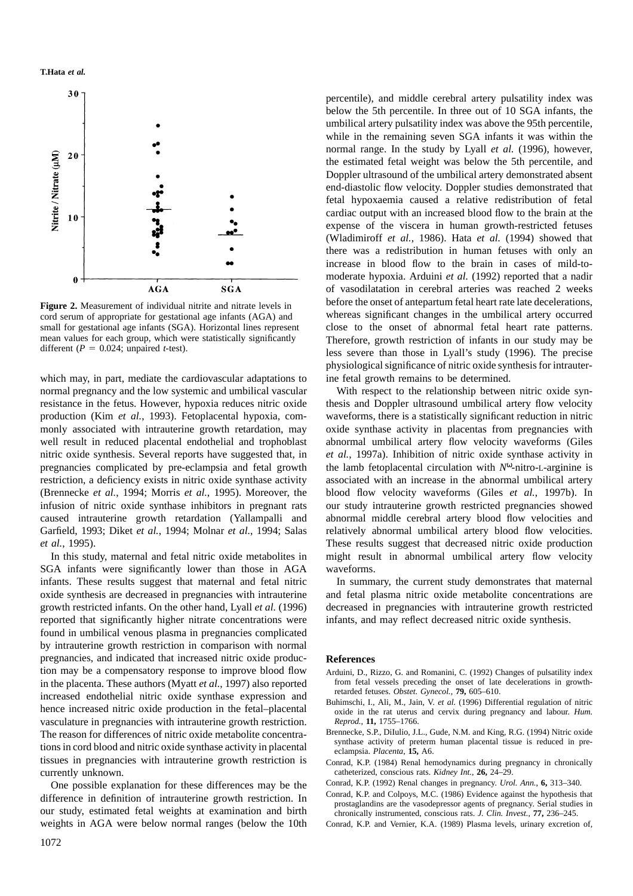**Figure 2.** Measurement of individual nitrite and nitrate levels in cord serum of appropriate for gestational age infants (AGA) and small for gestational age infants (SGA). Horizontal lines represent mean values for each group, which were statistically significantly different ($P = 0.024$; unpaired $t$-test).

which may, in part, mediate the cardiovascular adaptations to normal pregnancy and the low systemic and umbilical vascular resistance in the fetus. However, hypoxia reduces nitric oxide production (Kim *et al.*, 1993). Fetoplacental hypoxia, commonly associated with intrauterine growth retardation, may well result in reduced placental endothelial and trophoblast nitric oxide synthesis. Several reports have suggested that, in pregnancies complicated by pre-eclampsia and fetal growth restriction, a deficiency exists in nitric oxide synthase activity (Brennecke *et al.*, 1994; Morris *et al.*, 1995). Moreover, the infusion of nitric oxide synthase inhibitors in pregnant rats caused intrauterine growth retardation (Yallampalli and Garfield, 1993; Diket *et al.*, 1994; Molnar *et al.*, 1994; Salas *et al.*, 1995).

In this study, maternal and fetal nitric oxide metabolites in SGA infants were significantly lower than those in AGA infants. These results suggest that maternal and fetal nitric oxide synthesis are decreased in pregnancies with intrauterine growth restricted infants. On the other hand, Lyall *et al.* (1996) reported that significantly higher nitrate concentrations were found in umbilical venous plasma in pregnancies complicated by intrauterine growth restriction in comparison with normal pregnancies, and indicated that increased nitric oxide production may be a compensatory response to improve blood flow in the placenta. These authors (Myatt *et al.*, 1997) also reported increased endothelial nitric oxide synthase expression and hence increased nitric oxide production in the fetal–placental vasculature in pregnancies with intrauterine growth restriction. The reason for differences of nitric oxide metabolite concentrations in cord blood and nitric oxide synthase activity in placental tissues in pregnancies with intrauterine growth restriction is currently unknown.

One possible explanation for these differences may be the difference in definition of intrauterine growth restriction. In our study, estimated fetal weights at examination and birth weights in AGA were below normal ranges (below the 10th percentile), and middle cerebral artery pulsatility index was below the 5th percentile. In three out of 10 SGA infants, the umbilical artery pulsatility index was above the 95th percentile, while in the remaining seven SGA infants it was within the normal range. In the study by Lyall *et al.* (1996), however, the estimated fetal weight was below the 5th percentile, and Doppler ultrasound of the umbilical artery demonstrated absent end-diastolic flow velocity. Doppler studies demonstrated that fetal hypoxaemia caused a relative redistribution of fetal cardiac output with an increased blood flow to the brain at the expense of the viscera in human growth-restricted fetuses (Wladimiroff *et al.*, 1986). Hata *et al.* (1994) showed that there was a redistribution in human fetuses with only an increase in blood flow to the brain in cases of mild-to-moderate hypoxia. Arduini *et al.* (1992) reported that a nadir of vasodilatation in cerebral arteries was reached 2 weeks before the onset of antepartum fetal heart rate late decelerations, whereas significant changes in the umbilical artery occurred close to the onset of abnormal fetal heart rate patterns. Therefore, growth restriction of infants in our study may be less severe than those in Lyall's study (1996). The precise physiological significance of nitric oxide synthesis for intrauterine fetal growth remains to be determined.

With respect to the relationship between nitric oxide synthesis and Doppler ultrasound umbilical artery flow velocity waveforms, there is a statistically significant reduction in nitric oxide synthase activity in placentas from pregnancies with abnormal umbilical artery flow velocity waveforms (Giles *et al.*, 1997a). Inhibition of nitric oxide synthase activity in the lamb fetoplacental circulation with $N^{\omega}$-nitro-L-arginine is associated with an increase in the abnormal umbilical artery blood flow velocity waveforms (Giles *et al.*, 1997b). In our study intrauterine growth restricted pregnancies showed abnormal middle cerebral artery blood flow velocities and relatively abnormal umbilical artery blood flow velocities. These results suggest that decreased nitric oxide production might result in abnormal umbilical artery flow velocity waveforms.

In summary, the current study demonstrates that maternal and fetal plasma nitric oxide metabolite concentrations are decreased in pregnancies with intrauterine growth restricted infants, and may reflect decreased nitric oxide synthesis.

## References

Arduini, D., Rizzo, G. and Romanini, C. (1992) Changes of pulsatility index from fetal vessels preceding the onset of late decelerations in growth-retarded fetuses. *Obstet. Gynecol.*, **79,** 605–610.

Buhimschi, I., Ali, M., Jain, V. *et al.* (1996) Differential regulation of nitric oxide in the rat uterus and cervix during pregnancy and labour. *Hum. Reprod.*, **11,** 1755–1766.

Brennecke, S.P., DiIulio, J.L., Gude, N.M. and King, R.G. (1994) Nitric oxide synthase activity of preterm human placental tissue is reduced in pre-eclampsia. *Placenta*, **15,** A6.

Conrad, K.P. (1984) Renal hemodynamics during pregnancy in chronically catheterized, conscious rats. *Kidney Int.*, **26,** 24–29.

Conrad, K.P. (1992) Renal changes in pregnancy. *Urol. Ann.*, **6,** 313–340.

Conrad, K.P. and Colpoys, M.C. (1986) Evidence against the hypothesis that prostaglandins are the vasodepressor agents of pregnancy. Serial studies in chronically instrumented, conscious rats. *J. Clin. Invest.*, **77,** 236–245.

Conrad, K.P. and Vernier, K.A. (1989) Plasma levels, urinary excretion of,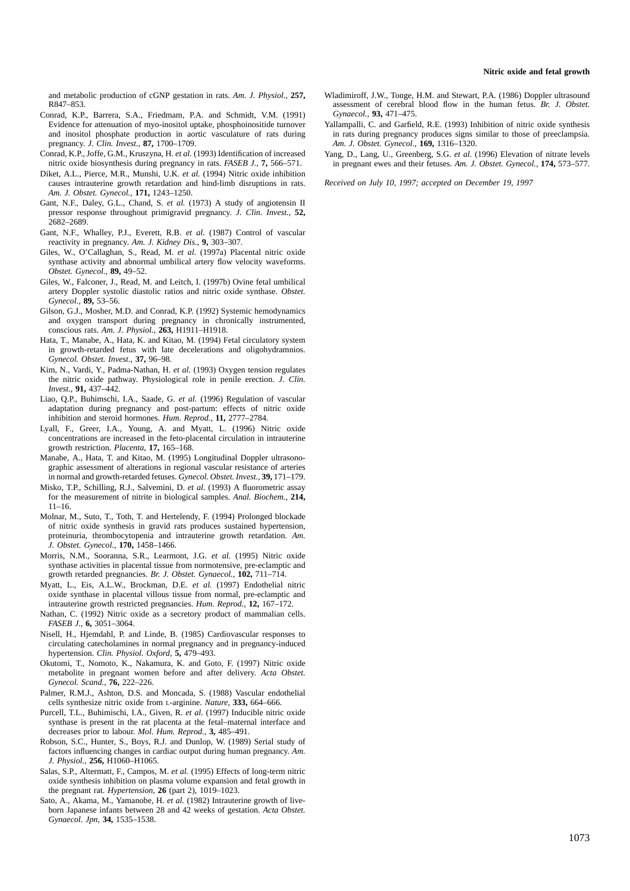and metabolic production of cGNP gestation in rats. *Am. J. Physiol.*, **257,** R847–853.

Conrad, K.P., Barrera, S.A., Friedmam, P.A. and Schmidt, V.M. (1991) Evidence for attenuation of myo-inositol uptake, phosphoinositide turnover and inositol phosphate production in aortic vasculature of rats during pregnancy. *J. Clin. Invest.*, **87,** 1700–1709.

Conrad, K.P., Joffe, G.M., Kruszyna, H. *et al.* (1993) Identification of increased nitric oxide biosynthesis during pregnancy in rats. *FASEB J.*, **7,** 566–571.

Diket, A.L., Pierce, M.R., Munshi, U.K. *et al.* (1994) Nitric oxide inhibition causes intrauterine growth retardation and hind-limb disruptions in rats. *Am. J. Obstet. Gynecol.*, **171,** 1243–1250.

Gant, N.F., Daley, G.L., Chand, S. *et al.* (1973) A study of angiotensin II pressor response throughout primigravid pregnancy. *J. Clin. Invest.*, **52,** 2682–2689.

Gant, N.F., Whalley, P.J., Everett, R.B. *et al.* (1987) Control of vascular reactivity in pregnancy. *Am. J. Kidney Dis.*, **9,** 303–307.

Giles, W., O'Callaghan, S., Read, M. *et al.* (1997a) Placental nitric oxide synthase activity and abnormal umbilical artery flow velocity waveforms. *Obstet. Gynecol.*, **89,** 49–52.

Giles, W., Falconer, J., Read, M. and Leitch, I. (1997b) Ovine fetal umbilical artery Doppler systolic diastolic ratios and nitric oxide synthase. *Obstet. Gynecol.*, **89,** 53–56.

Gilson, G.J., Mosher, M.D. and Conrad, K.P. (1992) Systemic hemodynamics and oxygen transport during pregnancy in chronically instrumented, conscious rats. *Am. J. Physiol.*, **263,** H1911–H1918.

Hata, T., Manabe, A., Hata, K. and Kitao, M. (1994) Fetal circulatory system in growth-retarded fetus with late decelerations and oligohydramnios. *Gynecol. Obstet. Invest.*, **37,** 96–98.

Kim, N., Vardi, Y., Padma-Nathan, H. *et al.* (1993) Oxygen tension regulates the nitric oxide pathway. Physiological role in penile erection. *J. Clin. Invest.*, **91,** 437–442.

Liao, Q.P., Buhimschi, I.A., Saade, G. *et al.* (1996) Regulation of vascular adaptation during pregnancy and post-partum: effects of nitric oxide inhibition and steroid hormones. *Hum. Reprod.*, **11,** 2777–2784.

Lyall, F., Greer, I.A., Young, A. and Myatt, L. (1996) Nitric oxide concentrations are increased in the feto-placental circulation in intrauterine growth restriction. *Placenta*, **17,** 165–168.

Manabe, A., Hata, T. and Kitao, M. (1995) Longitudinal Doppler ultrasonographic assessment of alterations in regional vascular resistance of arteries in normal and growth-retarded fetuses. *Gynecol. Obstet. Invest.*, **39,** 171–179.

Misko, T.P., Schilling, R.J., Salvemini, D. *et al.* (1993) A fluorometric assay for the measurement of nitrite in biological samples. *Anal. Biochem.*, **214,** 11–16.

Molnar, M., Suto, T., Toth, T. and Hertelendy, F. (1994) Prolonged blockade of nitric oxide synthesis in gravid rats produces sustained hypertension, proteinuria, thrombocytopenia and intrauterine growth retardation. *Am. J. Obstet. Gynecol.*, **170,** 1458–1466.

Morris, N.M., Sooranna, S.R., Learmont, J.G. *et al.* (1995) Nitric oxide synthase activities in placental tissue from normotensive, pre-eclamptic and growth retarded pregnancies. *Br. J. Obstet. Gynaecol.*, **102,** 711–714.

Myatt, L., Eis, A.L.W., Brockman, D.E. *et al.* (1997) Endothelial nitric oxide synthase in placental villous tissue from normal, pre-eclamptic and intrauterine growth restricted pregnancies. *Hum. Reprod.*, **12,** 167–172.

Nathan, C. (1992) Nitric oxide as a secretory product of mammalian cells. *FASEB J.*, **6,** 3051–3064.

Nisell, H., Hjemdahl, P. and Linde, B. (1985) Cardiovascular responses to circulating catecholamines in normal pregnancy and in pregnancy-induced hypertension. *Clin. Physiol. Oxford*, **5,** 479–493.

Okutomi, T., Nomoto, K., Nakamura, K. and Goto, F. (1997) Nitric oxide metabolite in pregnant women before and after delivery. *Acta Obstet. Gynecol. Scand.*, **76,** 222–226.

Palmer, R.M.J., Ashton, D.S. and Moncada, S. (1988) Vascular endothelial cells synthesize nitric oxide from L-arginine. *Nature*, **333,** 664–666.

Purcell, T.L., Buhimischi, I.A., Given, R. *et al.* (1997) Inducible nitric oxide synthase is present in the rat placenta at the fetal–maternal interface and decreases prior to labour. *Mol. Hum. Reprod.*, **3,** 485–491.

Robson, S.C., Hunter, S., Boys, R.J. and Dunlop, W. (1989) Serial study of factors influencing changes in cardiac output during human pregnancy. *Am. J. Physiol.*, **256,** H1060–H1065.

Salas, S.P., Altermatt, F., Campos, M. *et al.* (1995) Effects of long-term nitric oxide synthesis inhibition on plasma volume expansion and fetal growth in the pregnant rat. *Hypertension*, **26** (part 2), 1019–1023.

Sato, A., Akama, M., Yamanobe, H. *et al.* (1982) Intrauterine growth of live-born Japanese infants between 28 and 42 weeks of gestation. *Acta Obstet. Gynaecol. Jpn*, **34,** 1535–1538.

Wladimiroff, J.W., Tonge, H.M. and Stewart, P.A. (1986) Doppler ultrasound assessment of cerebral blood flow in the human fetus. *Br. J. Obstet. Gynaecol.*, **93,** 471–475.

Yallampalli, C. and Garfield, R.E. (1993) Inhibition of nitric oxide synthesis in rats during pregnancy produces signs similar to those of preeclampsia. *Am. J. Obstet. Gynecol.*, **169,** 1316–1320.

Yang, D., Lang, U., Greenberg, S.G. *et al.* (1996) Elevation of nitrate levels in pregnant ewes and their fetuses. *Am. J. Obstet. Gynecol.*, **174,** 573–577.

*Received on July 10, 1997; accepted on December 19, 1997*